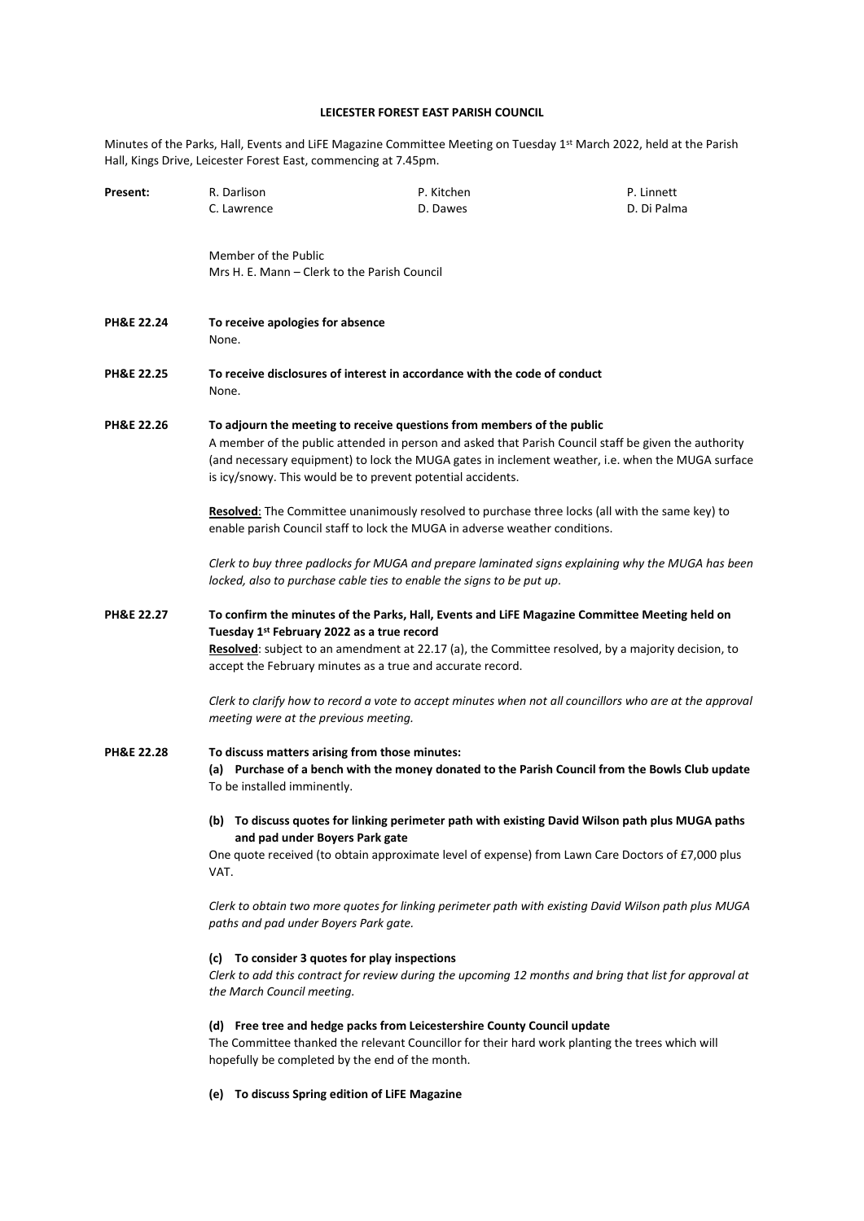**LEICESTER FOREST EAST PARISH COUNCIL**

Minutes of the Parks, Hall, Events and LiFE Magazine Committee Meeting on Tuesday 1st March 2022, held at the Parish Hall, Kings Drive, Leicester Forest East, commencing at 7.45pm.

**Present:**

| | | |
|---|---|---|
| R. Darlison | P. Kitchen | P. Linnett |
| C. Lawrence | D. Dawes | D. Di Palma |

Member of the Public
Mrs H. E. Mann – Clerk to the Parish Council

**PH&E 22.24 To receive apologies for absence**

None.

**PH&E 22.25 To receive disclosures of interest in accordance with the code of conduct**

None.

**PH&E 22.26 To adjourn the meeting to receive questions from members of the public**

A member of the public attended in person and asked that Parish Council staff be given the authority (and necessary equipment) to lock the MUGA gates in inclement weather, i.e. when the MUGA surface is icy/snowy. This would be to prevent potential accidents.

**Resolved**: The Committee unanimously resolved to purchase three locks (all with the same key) to enable parish Council staff to lock the MUGA in adverse weather conditions.

*Clerk to buy three padlocks for MUGA and prepare laminated signs explaining why the MUGA has been locked, also to purchase cable ties to enable the signs to be put up.*

**PH&E 22.27 To confirm the minutes of the Parks, Hall, Events and LiFE Magazine Committee Meeting held on Tuesday 1st February 2022 as a true record**

**Resolved**: subject to an amendment at 22.17 (a), the Committee resolved, by a majority decision, to accept the February minutes as a true and accurate record.

*Clerk to clarify how to record a vote to accept minutes when not all councillors who are at the approval meeting were at the previous meeting.*

**PH&E 22.28 To discuss matters arising from those minutes:**

**(a) Purchase of a bench with the money donated to the Parish Council from the Bowls Club update**

To be installed imminently.

**(b) To discuss quotes for linking perimeter path with existing David Wilson path plus MUGA paths and pad under Boyers Park gate**

One quote received (to obtain approximate level of expense) from Lawn Care Doctors of £7,000 plus VAT.

*Clerk to obtain two more quotes for linking perimeter path with existing David Wilson path plus MUGA paths and pad under Boyers Park gate.*

**(c) To consider 3 quotes for play inspections**

*Clerk to add this contract for review during the upcoming 12 months and bring that list for approval at the March Council meeting.*

**(d) Free tree and hedge packs from Leicestershire County Council update**

The Committee thanked the relevant Councillor for their hard work planting the trees which will hopefully be completed by the end of the month.

**(e) To discuss Spring edition of LiFE Magazine**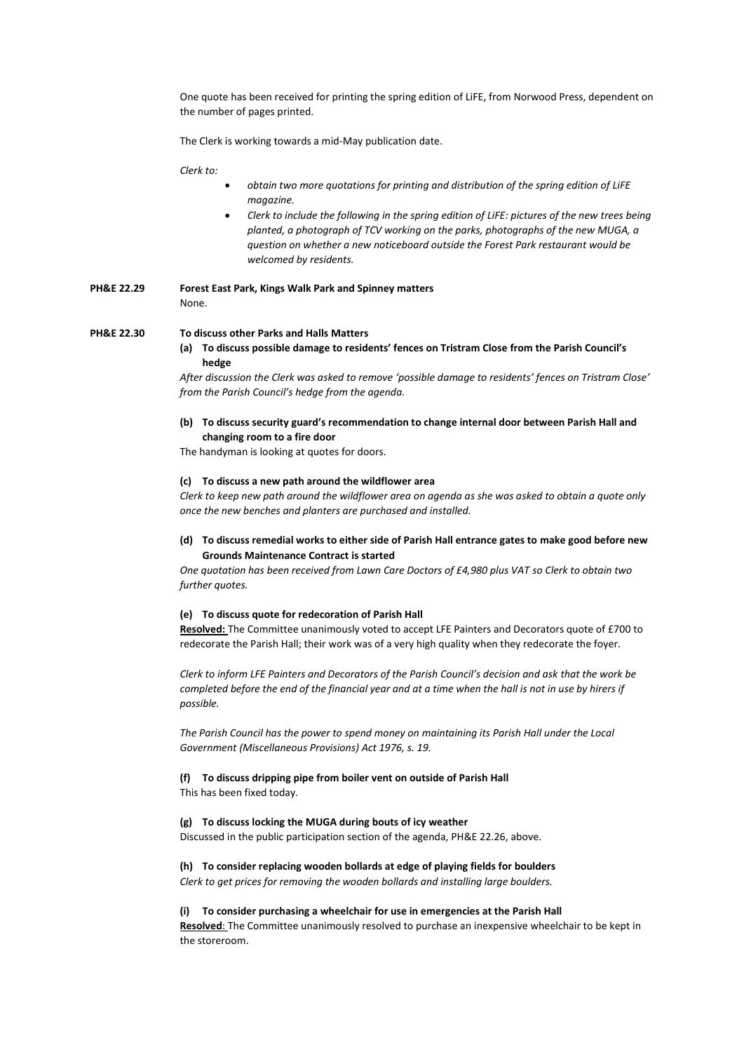One quote has been received for printing the spring edition of LiFE, from Norwood Press, dependent on the number of pages printed.

The Clerk is working towards a mid-May publication date.

*Clerk to:*

- *obtain two more quotations for printing and distribution of the spring edition of LiFE magazine.*
- *Clerk to include the following in the spring edition of LiFE: pictures of the new trees being planted, a photograph of TCV working on the parks, photographs of the new MUGA, a question on whether a new noticeboard outside the Forest Park restaurant would be welcomed by residents.*

**PH&E 22.29 Forest East Park, Kings Walk Park and Spinney matters**

None.

**PH&E 22.30 To discuss other Parks and Halls Matters**

**(a) To discuss possible damage to residents' fences on Tristram Close from the Parish Council's hedge**

*After discussion the Clerk was asked to remove 'possible damage to residents' fences on Tristram Close' from the Parish Council's hedge from the agenda.*

**(b) To discuss security guard's recommendation to change internal door between Parish Hall and changing room to a fire door**

The handyman is looking at quotes for doors.

**(c) To discuss a new path around the wildflower area**

*Clerk to keep new path around the wildflower area on agenda as she was asked to obtain a quote only once the new benches and planters are purchased and installed.*

**(d) To discuss remedial works to either side of Parish Hall entrance gates to make good before new Grounds Maintenance Contract is started**

*One quotation has been received from Lawn Care Doctors of £4,980 plus VAT so Clerk to obtain two further quotes.*

**(e) To discuss quote for redecoration of Parish Hall**

**Resolved:** The Committee unanimously voted to accept LFE Painters and Decorators quote of £700 to redecorate the Parish Hall; their work was of a very high quality when they redecorate the foyer.

*Clerk to inform LFE Painters and Decorators of the Parish Council's decision and ask that the work be completed before the end of the financial year and at a time when the hall is not in use by hirers if possible.*

*The Parish Council has the power to spend money on maintaining its Parish Hall under the Local Government (Miscellaneous Provisions) Act 1976, s. 19.*

**(f) To discuss dripping pipe from boiler vent on outside of Parish Hall**

This has been fixed today.

**(g) To discuss locking the MUGA during bouts of icy weather**

Discussed in the public participation section of the agenda, PH&E 22.26, above.

**(h) To consider replacing wooden bollards at edge of playing fields for boulders**

*Clerk to get prices for removing the wooden bollards and installing large boulders.*

**(i) To consider purchasing a wheelchair for use in emergencies at the Parish Hall**

**Resolved**: The Committee unanimously resolved to purchase an inexpensive wheelchair to be kept in the storeroom.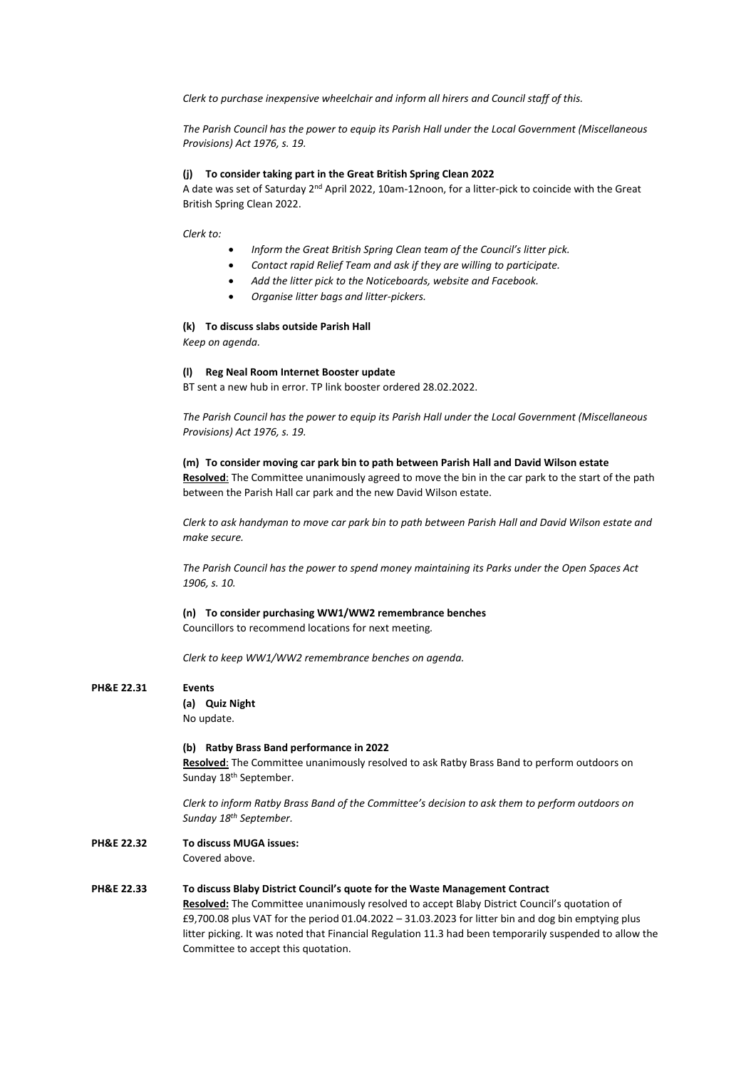*Clerk to purchase inexpensive wheelchair and inform all hirers and Council staff of this.*

*The Parish Council has the power to equip its Parish Hall under the Local Government (Miscellaneous Provisions) Act 1976, s. 19.*

**(j) To consider taking part in the Great British Spring Clean 2022**

A date was set of Saturday 2nd April 2022, 10am-12noon, for a litter-pick to coincide with the Great British Spring Clean 2022.

*Clerk to:*

- *Inform the Great British Spring Clean team of the Council's litter pick.*
- *Contact rapid Relief Team and ask if they are willing to participate.*
- *Add the litter pick to the Noticeboards, website and Facebook.*
- *Organise litter bags and litter-pickers.*

**(k) To discuss slabs outside Parish Hall**

*Keep on agenda.*

**(l) Reg Neal Room Internet Booster update**

BT sent a new hub in error. TP link booster ordered 28.02.2022.

*The Parish Council has the power to equip its Parish Hall under the Local Government (Miscellaneous Provisions) Act 1976, s. 19.*

**(m) To consider moving car park bin to path between Parish Hall and David Wilson estate**

**Resolved**: The Committee unanimously agreed to move the bin in the car park to the start of the path between the Parish Hall car park and the new David Wilson estate.

*Clerk to ask handyman to move car park bin to path between Parish Hall and David Wilson estate and make secure.*

*The Parish Council has the power to spend money maintaining its Parks under the Open Spaces Act 1906, s. 10.*

**(n) To consider purchasing WW1/WW2 remembrance benches**

Councillors to recommend locations for next meeting.

*Clerk to keep WW1/WW2 remembrance benches on agenda.*

**PH&E 22.31 Events**

**(a) Quiz Night**

No update.

**(b) Ratby Brass Band performance in 2022**

**Resolved**: The Committee unanimously resolved to ask Ratby Brass Band to perform outdoors on Sunday 18th September.

*Clerk to inform Ratby Brass Band of the Committee's decision to ask them to perform outdoors on Sunday 18th September.*

**PH&E 22.32 To discuss MUGA issues:**

Covered above.

**PH&E 22.33 To discuss Blaby District Council's quote for the Waste Management Contract**

**Resolved:** The Committee unanimously resolved to accept Blaby District Council's quotation of £9,700.08 plus VAT for the period 01.04.2022 – 31.03.2023 for litter bin and dog bin emptying plus litter picking. It was noted that Financial Regulation 11.3 had been temporarily suspended to allow the Committee to accept this quotation.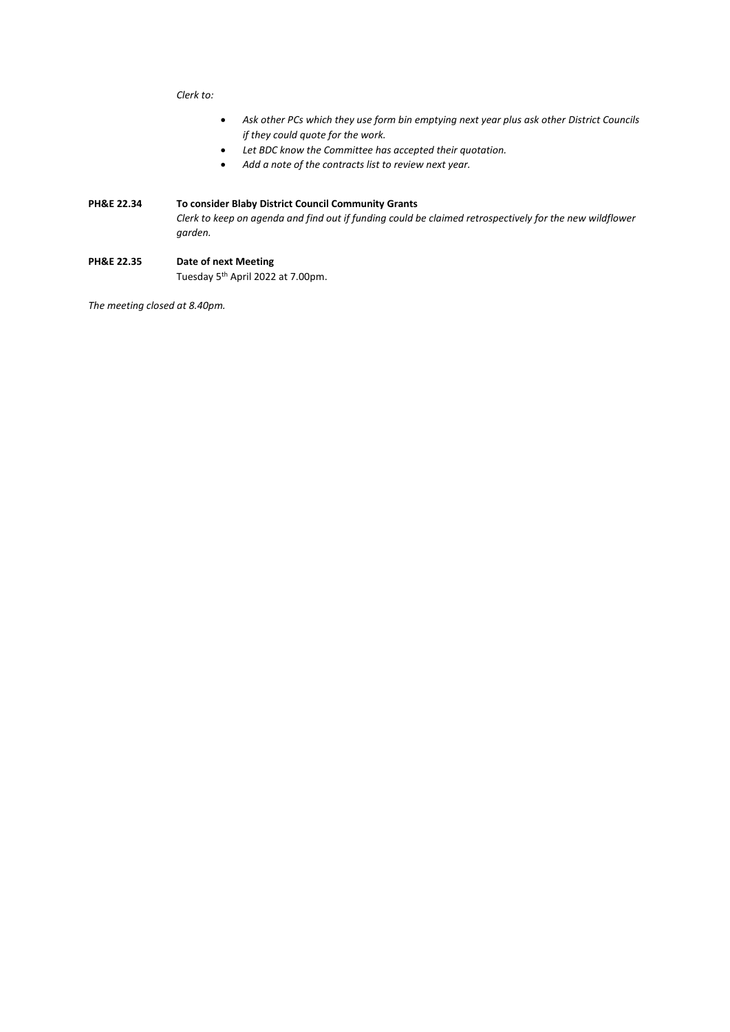*Clerk to:*

- *Ask other PCs which they use form bin emptying next year plus ask other District Councils if they could quote for the work.*
- *Let BDC know the Committee has accepted their quotation.*
- *Add a note of the contracts list to review next year.*

**PH&E 22.34 To consider Blaby District Council Community Grants**

*Clerk to keep on agenda and find out if funding could be claimed retrospectively for the new wildflower garden.*

**PH&E 22.35 Date of next Meeting**

Tuesday 5th April 2022 at 7.00pm.

*The meeting closed at 8.40pm.*